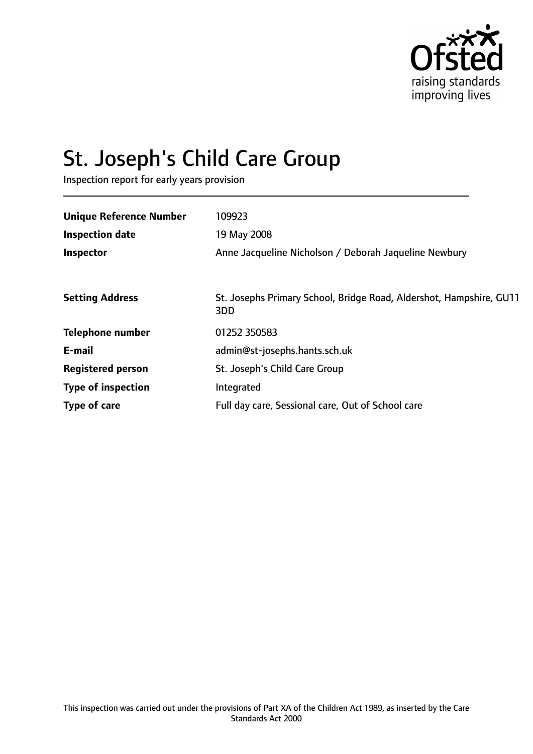# St. Joseph's Child Care Group

Inspection report for early years provision

| | |
|---|---|
| **Unique Reference Number** | 109923 |
| **Inspection date** | 19 May 2008 |
| **Inspector** | Anne Jacqueline Nicholson / Deborah Jaqueline Newbury |
| **Setting Address** | St. Josephs Primary School, Bridge Road, Aldershot, Hampshire, GU11 3DD |
| **Telephone number** | 01252 350583 |
| **E-mail** | admin@st-josephs.hants.sch.uk |
| **Registered person** | St. Joseph's Child Care Group |
| **Type of inspection** | Integrated |
| **Type of care** | Full day care, Sessional care, Out of School care |

This inspection was carried out under the provisions of Part XA of the Children Act 1989, as inserted by the Care Standards Act 2000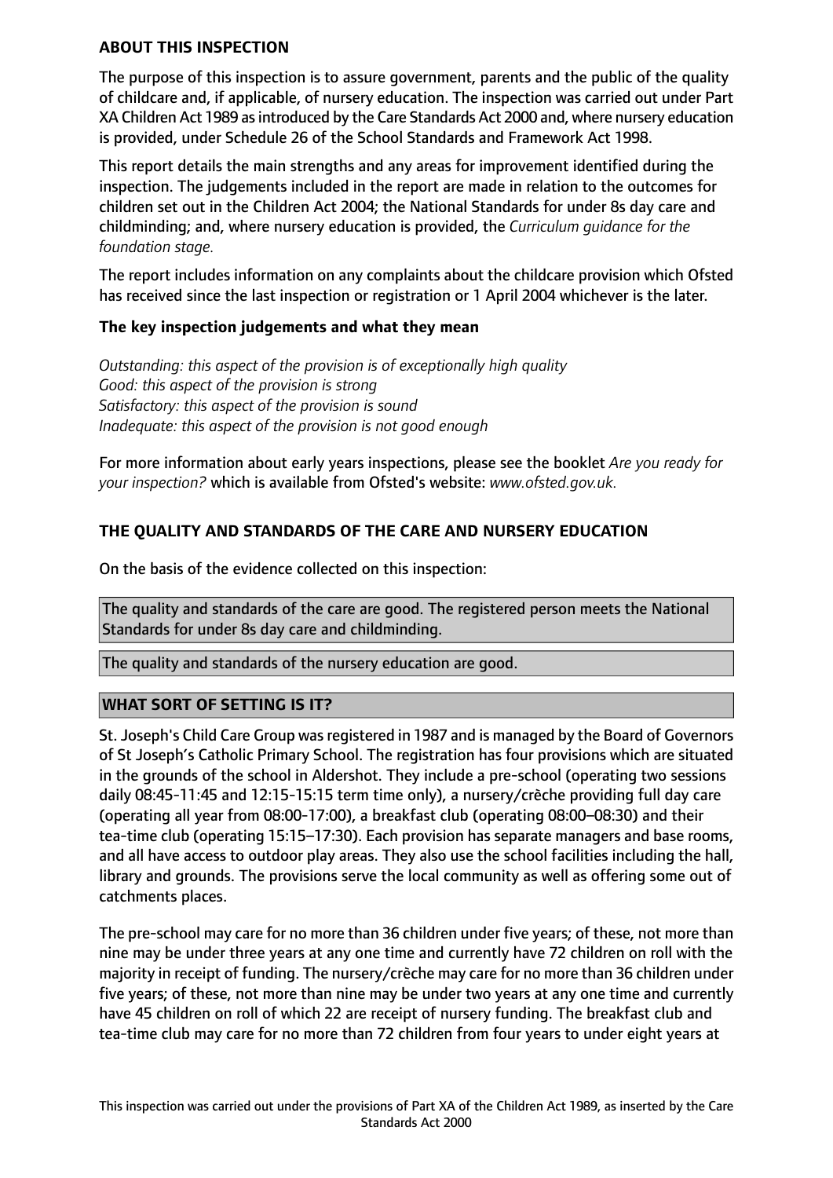## ABOUT THIS INSPECTION

The purpose of this inspection is to assure government, parents and the public of the quality of childcare and, if applicable, of nursery education. The inspection was carried out under Part XA Children Act 1989 as introduced by the Care Standards Act 2000 and, where nursery education is provided, under Schedule 26 of the School Standards and Framework Act 1998.

This report details the main strengths and any areas for improvement identified during the inspection. The judgements included in the report are made in relation to the outcomes for children set out in the Children Act 2004; the National Standards for under 8s day care and childminding; and, where nursery education is provided, the *Curriculum guidance for the foundation stage.*

The report includes information on any complaints about the childcare provision which Ofsted has received since the last inspection or registration or 1 April 2004 whichever is the later.

### The key inspection judgements and what they mean

*Outstanding: this aspect of the provision is of exceptionally high quality*
*Good: this aspect of the provision is strong*
*Satisfactory: this aspect of the provision is sound*
*Inadequate: this aspect of the provision is not good enough*

For more information about early years inspections, please see the booklet *Are you ready for your inspection?* which is available from Ofsted's website: *www.ofsted.gov.uk.*

## THE QUALITY AND STANDARDS OF THE CARE AND NURSERY EDUCATION

On the basis of the evidence collected on this inspection:

The quality and standards of the care are good. The registered person meets the National Standards for under 8s day care and childminding.

The quality and standards of the nursery education are good.

## WHAT SORT OF SETTING IS IT?

St. Joseph's Child Care Group was registered in 1987 and is managed by the Board of Governors of St Joseph's Catholic Primary School. The registration has four provisions which are situated in the grounds of the school in Aldershot. They include a pre-school (operating two sessions daily 08:45-11:45 and 12:15-15:15 term time only), a nursery/crèche providing full day care (operating all year from 08:00-17:00), a breakfast club (operating 08:00–08:30) and their tea-time club (operating 15:15–17:30). Each provision has separate managers and base rooms, and all have access to outdoor play areas. They also use the school facilities including the hall, library and grounds. The provisions serve the local community as well as offering some out of catchments places.

The pre-school may care for no more than 36 children under five years; of these, not more than nine may be under three years at any one time and currently have 72 children on roll with the majority in receipt of funding. The nursery/crèche may care for no more than 36 children under five years; of these, not more than nine may be under two years at any one time and currently have 45 children on roll of which 22 are receipt of nursery funding. The breakfast club and tea-time club may care for no more than 72 children from four years to under eight years at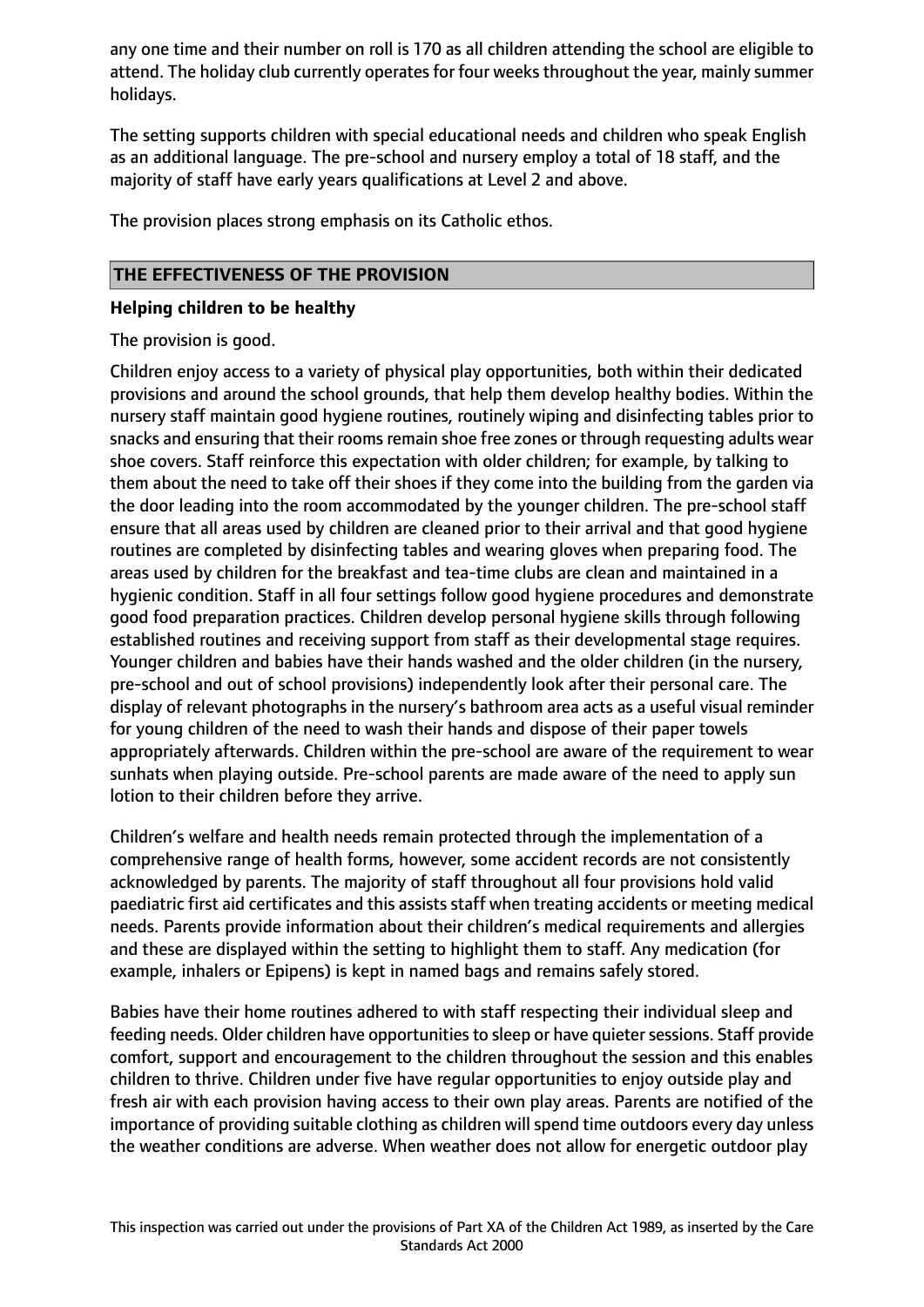any one time and their number on roll is 170 as all children attending the school are eligible to attend. The holiday club currently operates for four weeks throughout the year, mainly summer holidays.

The setting supports children with special educational needs and children who speak English as an additional language. The pre-school and nursery employ a total of 18 staff, and the majority of staff have early years qualifications at Level 2 and above.

The provision places strong emphasis on its Catholic ethos.

## THE EFFECTIVENESS OF THE PROVISION

### Helping children to be healthy

The provision is good.

Children enjoy access to a variety of physical play opportunities, both within their dedicated provisions and around the school grounds, that help them develop healthy bodies. Within the nursery staff maintain good hygiene routines, routinely wiping and disinfecting tables prior to snacks and ensuring that their rooms remain shoe free zones or through requesting adults wear shoe covers. Staff reinforce this expectation with older children; for example, by talking to them about the need to take off their shoes if they come into the building from the garden via the door leading into the room accommodated by the younger children. The pre-school staff ensure that all areas used by children are cleaned prior to their arrival and that good hygiene routines are completed by disinfecting tables and wearing gloves when preparing food. The areas used by children for the breakfast and tea-time clubs are clean and maintained in a hygienic condition. Staff in all four settings follow good hygiene procedures and demonstrate good food preparation practices. Children develop personal hygiene skills through following established routines and receiving support from staff as their developmental stage requires. Younger children and babies have their hands washed and the older children (in the nursery, pre-school and out of school provisions) independently look after their personal care. The display of relevant photographs in the nursery's bathroom area acts as a useful visual reminder for young children of the need to wash their hands and dispose of their paper towels appropriately afterwards. Children within the pre-school are aware of the requirement to wear sunhats when playing outside. Pre-school parents are made aware of the need to apply sun lotion to their children before they arrive.

Children's welfare and health needs remain protected through the implementation of a comprehensive range of health forms, however, some accident records are not consistently acknowledged by parents. The majority of staff throughout all four provisions hold valid paediatric first aid certificates and this assists staff when treating accidents or meeting medical needs. Parents provide information about their children's medical requirements and allergies and these are displayed within the setting to highlight them to staff. Any medication (for example, inhalers or Epipens) is kept in named bags and remains safely stored.

Babies have their home routines adhered to with staff respecting their individual sleep and feeding needs. Older children have opportunities to sleep or have quieter sessions. Staff provide comfort, support and encouragement to the children throughout the session and this enables children to thrive. Children under five have regular opportunities to enjoy outside play and fresh air with each provision having access to their own play areas. Parents are notified of the importance of providing suitable clothing as children will spend time outdoors every day unless the weather conditions are adverse. When weather does not allow for energetic outdoor play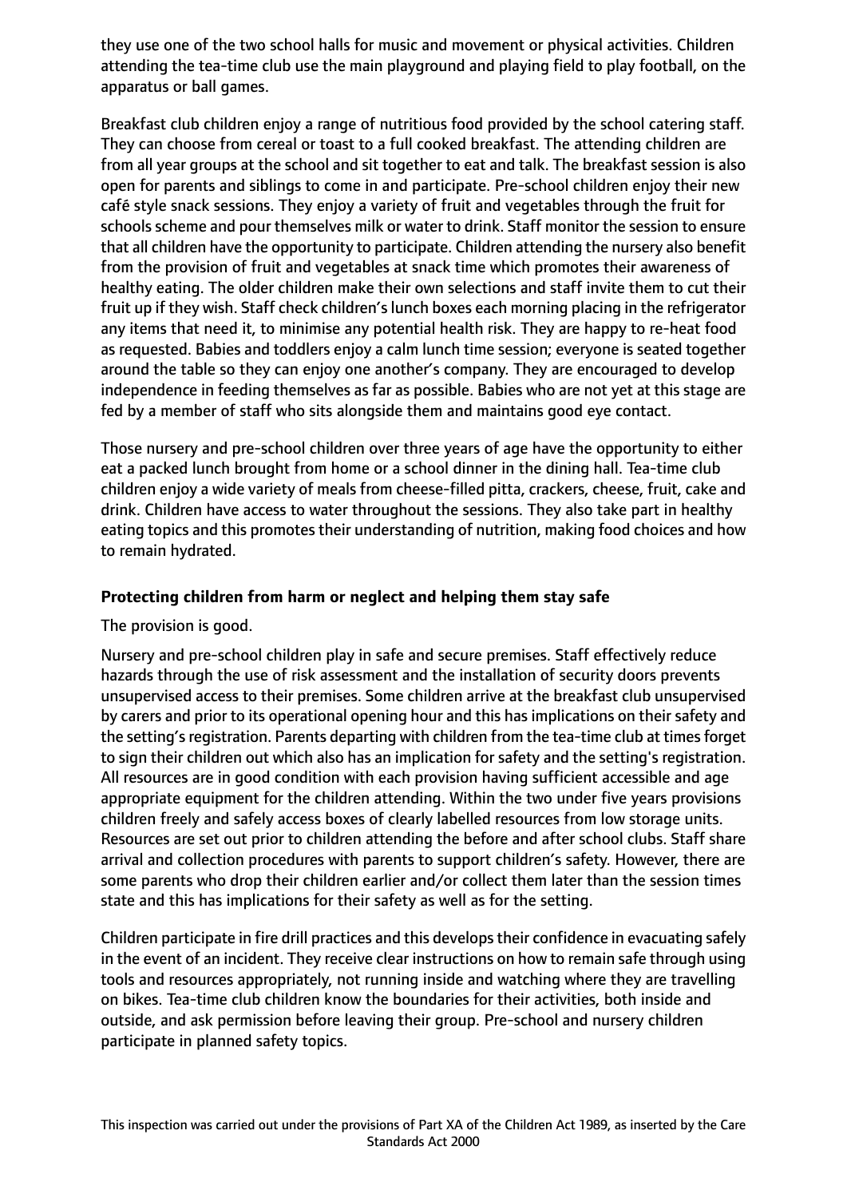they use one of the two school halls for music and movement or physical activities. Children attending the tea-time club use the main playground and playing field to play football, on the apparatus or ball games.

Breakfast club children enjoy a range of nutritious food provided by the school catering staff. They can choose from cereal or toast to a full cooked breakfast. The attending children are from all year groups at the school and sit together to eat and talk. The breakfast session is also open for parents and siblings to come in and participate. Pre-school children enjoy their new café style snack sessions. They enjoy a variety of fruit and vegetables through the fruit for schools scheme and pour themselves milk or water to drink. Staff monitor the session to ensure that all children have the opportunity to participate. Children attending the nursery also benefit from the provision of fruit and vegetables at snack time which promotes their awareness of healthy eating. The older children make their own selections and staff invite them to cut their fruit up if they wish. Staff check children's lunch boxes each morning placing in the refrigerator any items that need it, to minimise any potential health risk. They are happy to re-heat food as requested. Babies and toddlers enjoy a calm lunch time session; everyone is seated together around the table so they can enjoy one another's company. They are encouraged to develop independence in feeding themselves as far as possible. Babies who are not yet at this stage are fed by a member of staff who sits alongside them and maintains good eye contact.

Those nursery and pre-school children over three years of age have the opportunity to either eat a packed lunch brought from home or a school dinner in the dining hall. Tea-time club children enjoy a wide variety of meals from cheese-filled pitta, crackers, cheese, fruit, cake and drink. Children have access to water throughout the sessions. They also take part in healthy eating topics and this promotes their understanding of nutrition, making food choices and how to remain hydrated.

**Protecting children from harm or neglect and helping them stay safe**

The provision is good.

Nursery and pre-school children play in safe and secure premises. Staff effectively reduce hazards through the use of risk assessment and the installation of security doors prevents unsupervised access to their premises. Some children arrive at the breakfast club unsupervised by carers and prior to its operational opening hour and this has implications on their safety and the setting's registration. Parents departing with children from the tea-time club at times forget to sign their children out which also has an implication for safety and the setting's registration. All resources are in good condition with each provision having sufficient accessible and age appropriate equipment for the children attending. Within the two under five years provisions children freely and safely access boxes of clearly labelled resources from low storage units. Resources are set out prior to children attending the before and after school clubs. Staff share arrival and collection procedures with parents to support children's safety. However, there are some parents who drop their children earlier and/or collect them later than the session times state and this has implications for their safety as well as for the setting.

Children participate in fire drill practices and this develops their confidence in evacuating safely in the event of an incident. They receive clear instructions on how to remain safe through using tools and resources appropriately, not running inside and watching where they are travelling on bikes. Tea-time club children know the boundaries for their activities, both inside and outside, and ask permission before leaving their group. Pre-school and nursery children participate in planned safety topics.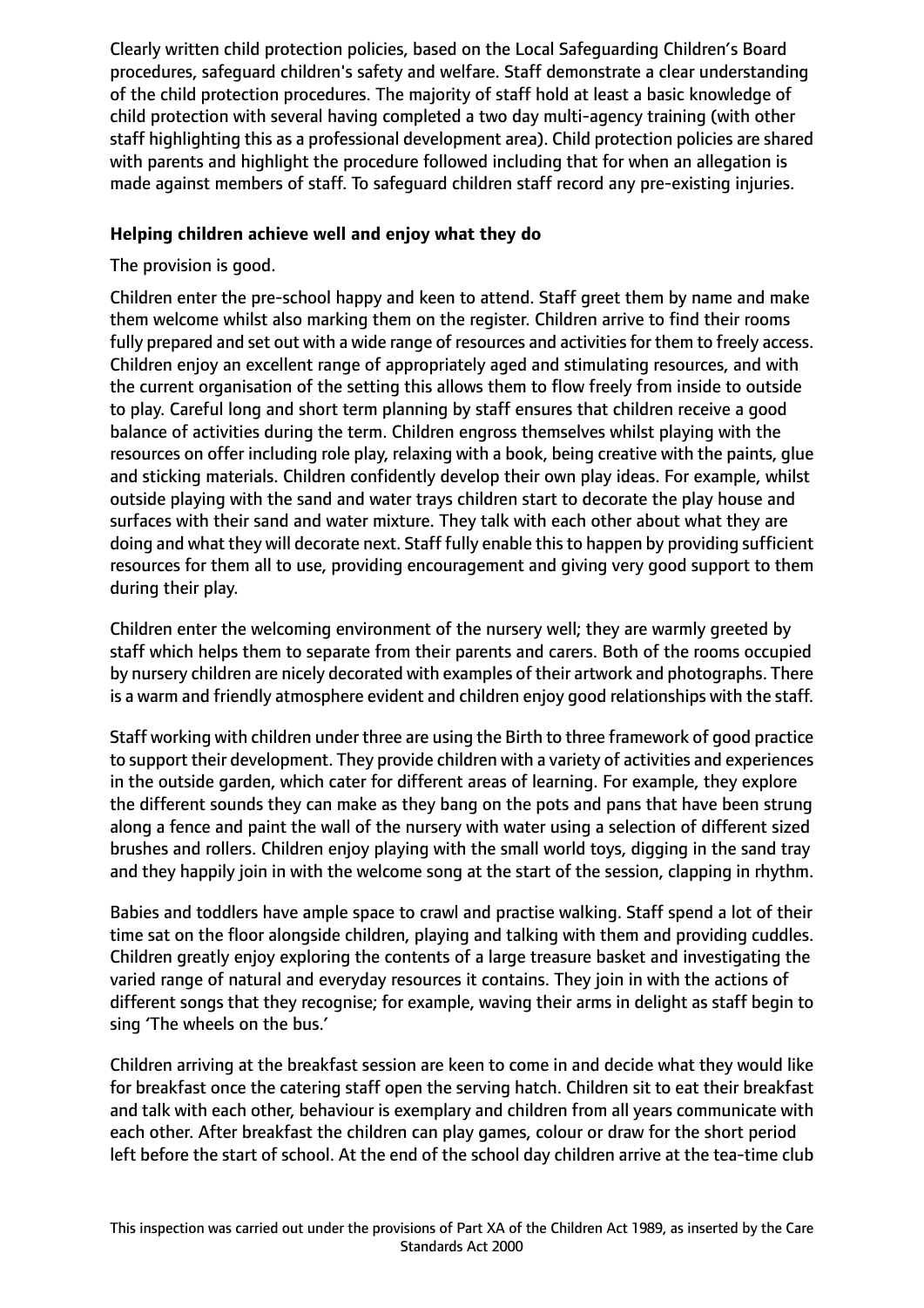Clearly written child protection policies, based on the Local Safeguarding Children's Board procedures, safeguard children's safety and welfare. Staff demonstrate a clear understanding of the child protection procedures. The majority of staff hold at least a basic knowledge of child protection with several having completed a two day multi-agency training (with other staff highlighting this as a professional development area). Child protection policies are shared with parents and highlight the procedure followed including that for when an allegation is made against members of staff. To safeguard children staff record any pre-existing injuries.

**Helping children achieve well and enjoy what they do**

The provision is good.

Children enter the pre-school happy and keen to attend. Staff greet them by name and make them welcome whilst also marking them on the register. Children arrive to find their rooms fully prepared and set out with a wide range of resources and activities for them to freely access. Children enjoy an excellent range of appropriately aged and stimulating resources, and with the current organisation of the setting this allows them to flow freely from inside to outside to play. Careful long and short term planning by staff ensures that children receive a good balance of activities during the term. Children engross themselves whilst playing with the resources on offer including role play, relaxing with a book, being creative with the paints, glue and sticking materials. Children confidently develop their own play ideas. For example, whilst outside playing with the sand and water trays children start to decorate the play house and surfaces with their sand and water mixture. They talk with each other about what they are doing and what they will decorate next. Staff fully enable this to happen by providing sufficient resources for them all to use, providing encouragement and giving very good support to them during their play.

Children enter the welcoming environment of the nursery well; they are warmly greeted by staff which helps them to separate from their parents and carers. Both of the rooms occupied by nursery children are nicely decorated with examples of their artwork and photographs. There is a warm and friendly atmosphere evident and children enjoy good relationships with the staff.

Staff working with children under three are using the Birth to three framework of good practice to support their development. They provide children with a variety of activities and experiences in the outside garden, which cater for different areas of learning. For example, they explore the different sounds they can make as they bang on the pots and pans that have been strung along a fence and paint the wall of the nursery with water using a selection of different sized brushes and rollers. Children enjoy playing with the small world toys, digging in the sand tray and they happily join in with the welcome song at the start of the session, clapping in rhythm.

Babies and toddlers have ample space to crawl and practise walking. Staff spend a lot of their time sat on the floor alongside children, playing and talking with them and providing cuddles. Children greatly enjoy exploring the contents of a large treasure basket and investigating the varied range of natural and everyday resources it contains. They join in with the actions of different songs that they recognise; for example, waving their arms in delight as staff begin to sing 'The wheels on the bus.'

Children arriving at the breakfast session are keen to come in and decide what they would like for breakfast once the catering staff open the serving hatch. Children sit to eat their breakfast and talk with each other, behaviour is exemplary and children from all years communicate with each other. After breakfast the children can play games, colour or draw for the short period left before the start of school. At the end of the school day children arrive at the tea-time club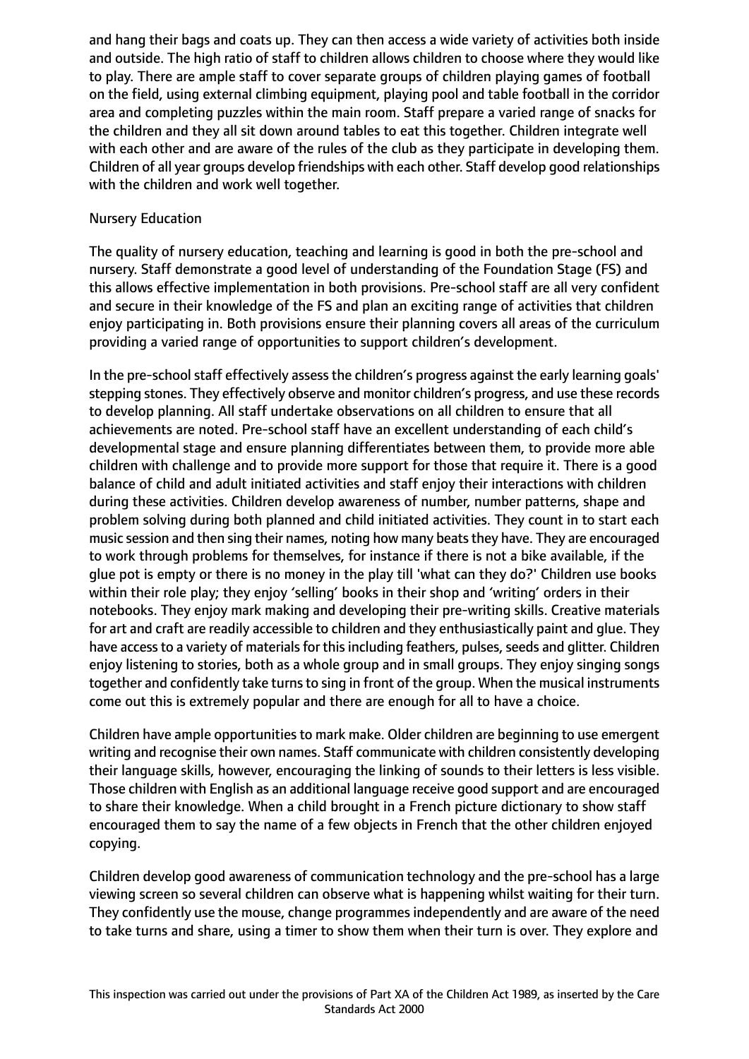and hang their bags and coats up. They can then access a wide variety of activities both inside and outside. The high ratio of staff to children allows children to choose where they would like to play. There are ample staff to cover separate groups of children playing games of football on the field, using external climbing equipment, playing pool and table football in the corridor area and completing puzzles within the main room. Staff prepare a varied range of snacks for the children and they all sit down around tables to eat this together. Children integrate well with each other and are aware of the rules of the club as they participate in developing them. Children of all year groups develop friendships with each other. Staff develop good relationships with the children and work well together.

Nursery Education

The quality of nursery education, teaching and learning is good in both the pre-school and nursery. Staff demonstrate a good level of understanding of the Foundation Stage (FS) and this allows effective implementation in both provisions. Pre-school staff are all very confident and secure in their knowledge of the FS and plan an exciting range of activities that children enjoy participating in. Both provisions ensure their planning covers all areas of the curriculum providing a varied range of opportunities to support children's development.

In the pre-school staff effectively assess the children's progress against the early learning goals' stepping stones. They effectively observe and monitor children's progress, and use these records to develop planning. All staff undertake observations on all children to ensure that all achievements are noted. Pre-school staff have an excellent understanding of each child's developmental stage and ensure planning differentiates between them, to provide more able children with challenge and to provide more support for those that require it. There is a good balance of child and adult initiated activities and staff enjoy their interactions with children during these activities. Children develop awareness of number, number patterns, shape and problem solving during both planned and child initiated activities. They count in to start each music session and then sing their names, noting how many beats they have. They are encouraged to work through problems for themselves, for instance if there is not a bike available, if the glue pot is empty or there is no money in the play till 'what can they do?' Children use books within their role play; they enjoy 'selling' books in their shop and 'writing' orders in their notebooks. They enjoy mark making and developing their pre-writing skills. Creative materials for art and craft are readily accessible to children and they enthusiastically paint and glue. They have access to a variety of materials for this including feathers, pulses, seeds and glitter. Children enjoy listening to stories, both as a whole group and in small groups. They enjoy singing songs together and confidently take turns to sing in front of the group. When the musical instruments come out this is extremely popular and there are enough for all to have a choice.

Children have ample opportunities to mark make. Older children are beginning to use emergent writing and recognise their own names. Staff communicate with children consistently developing their language skills, however, encouraging the linking of sounds to their letters is less visible. Those children with English as an additional language receive good support and are encouraged to share their knowledge. When a child brought in a French picture dictionary to show staff encouraged them to say the name of a few objects in French that the other children enjoyed copying.

Children develop good awareness of communication technology and the pre-school has a large viewing screen so several children can observe what is happening whilst waiting for their turn. They confidently use the mouse, change programmes independently and are aware of the need to take turns and share, using a timer to show them when their turn is over. They explore and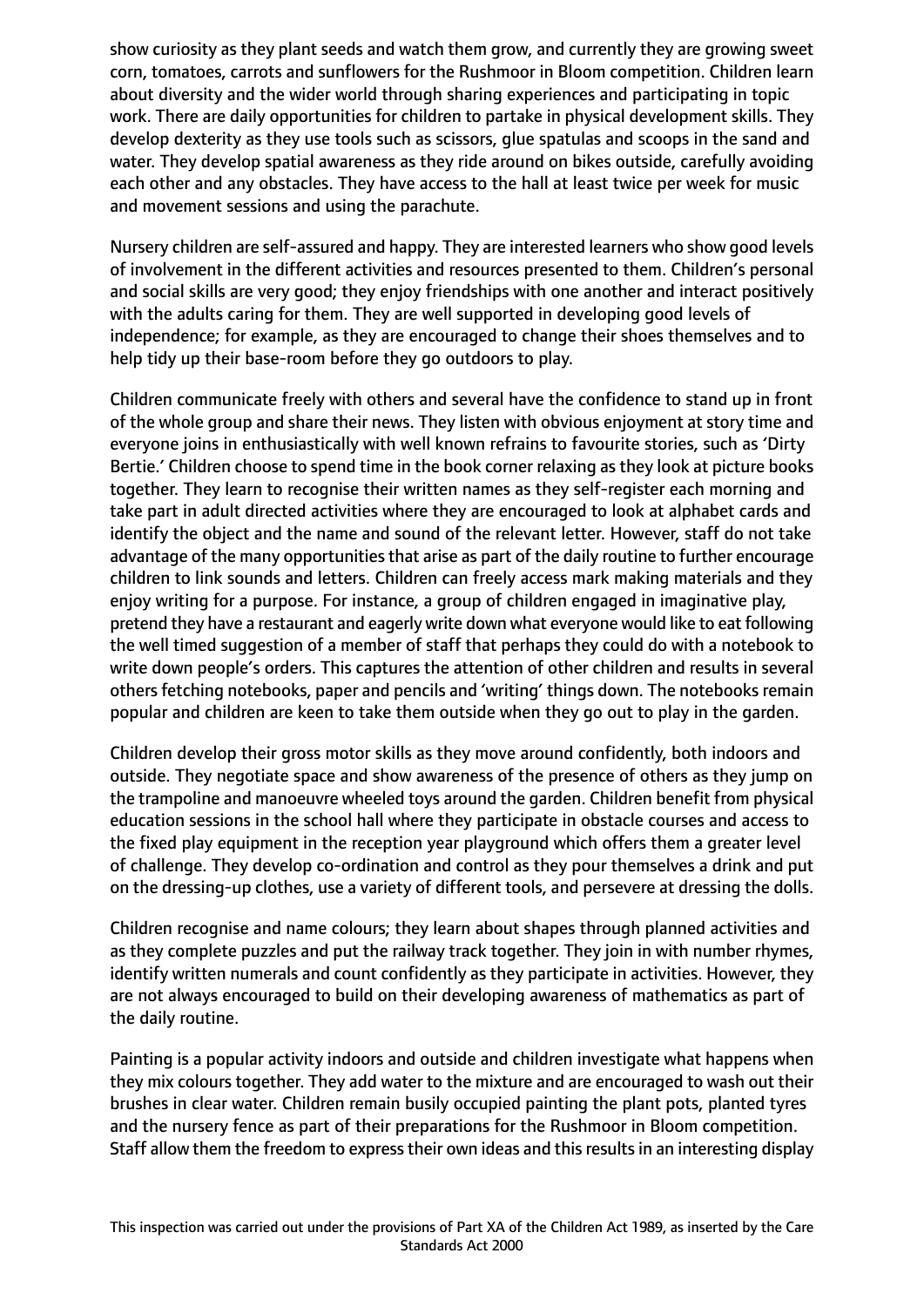show curiosity as they plant seeds and watch them grow, and currently they are growing sweet corn, tomatoes, carrots and sunflowers for the Rushmoor in Bloom competition. Children learn about diversity and the wider world through sharing experiences and participating in topic work. There are daily opportunities for children to partake in physical development skills. They develop dexterity as they use tools such as scissors, glue spatulas and scoops in the sand and water. They develop spatial awareness as they ride around on bikes outside, carefully avoiding each other and any obstacles. They have access to the hall at least twice per week for music and movement sessions and using the parachute.

Nursery children are self-assured and happy. They are interested learners who show good levels of involvement in the different activities and resources presented to them. Children's personal and social skills are very good; they enjoy friendships with one another and interact positively with the adults caring for them. They are well supported in developing good levels of independence; for example, as they are encouraged to change their shoes themselves and to help tidy up their base-room before they go outdoors to play.

Children communicate freely with others and several have the confidence to stand up in front of the whole group and share their news. They listen with obvious enjoyment at story time and everyone joins in enthusiastically with well known refrains to favourite stories, such as 'Dirty Bertie.' Children choose to spend time in the book corner relaxing as they look at picture books together. They learn to recognise their written names as they self-register each morning and take part in adult directed activities where they are encouraged to look at alphabet cards and identify the object and the name and sound of the relevant letter. However, staff do not take advantage of the many opportunities that arise as part of the daily routine to further encourage children to link sounds and letters. Children can freely access mark making materials and they enjoy writing for a purpose. For instance, a group of children engaged in imaginative play, pretend they have a restaurant and eagerly write down what everyone would like to eat following the well timed suggestion of a member of staff that perhaps they could do with a notebook to write down people's orders. This captures the attention of other children and results in several others fetching notebooks, paper and pencils and 'writing' things down. The notebooks remain popular and children are keen to take them outside when they go out to play in the garden.

Children develop their gross motor skills as they move around confidently, both indoors and outside. They negotiate space and show awareness of the presence of others as they jump on the trampoline and manoeuvre wheeled toys around the garden. Children benefit from physical education sessions in the school hall where they participate in obstacle courses and access to the fixed play equipment in the reception year playground which offers them a greater level of challenge. They develop co-ordination and control as they pour themselves a drink and put on the dressing-up clothes, use a variety of different tools, and persevere at dressing the dolls.

Children recognise and name colours; they learn about shapes through planned activities and as they complete puzzles and put the railway track together. They join in with number rhymes, identify written numerals and count confidently as they participate in activities. However, they are not always encouraged to build on their developing awareness of mathematics as part of the daily routine.

Painting is a popular activity indoors and outside and children investigate what happens when they mix colours together. They add water to the mixture and are encouraged to wash out their brushes in clear water. Children remain busily occupied painting the plant pots, planted tyres and the nursery fence as part of their preparations for the Rushmoor in Bloom competition. Staff allow them the freedom to express their own ideas and this results in an interesting display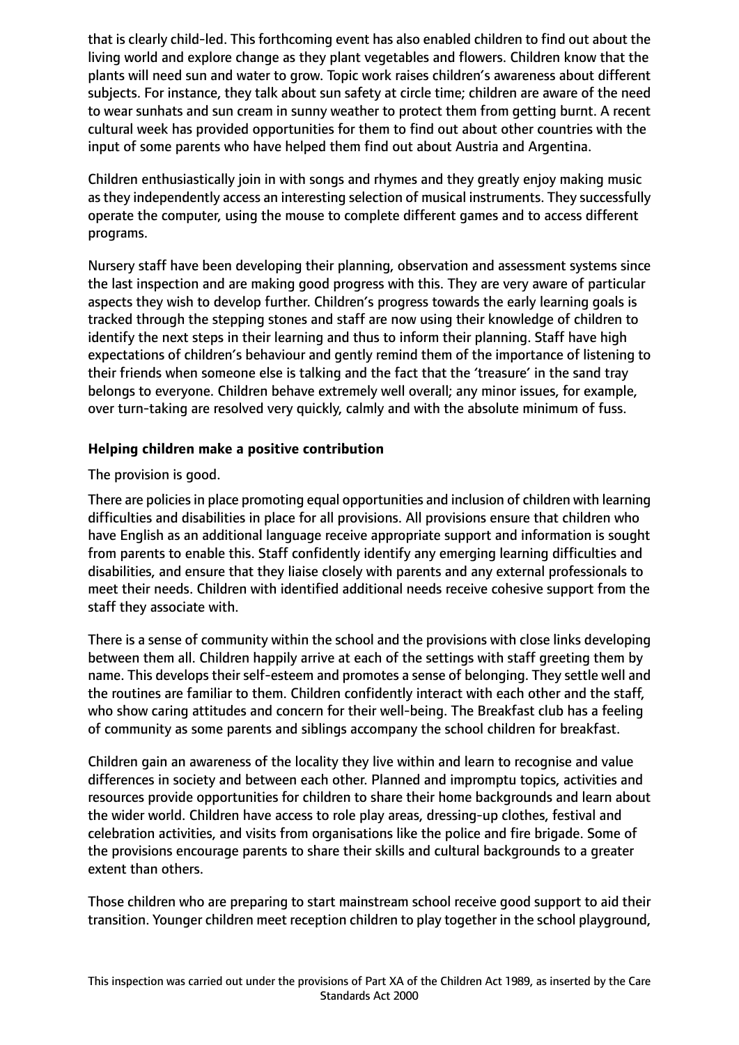that is clearly child-led. This forthcoming event has also enabled children to find out about the living world and explore change as they plant vegetables and flowers. Children know that the plants will need sun and water to grow. Topic work raises children's awareness about different subjects. For instance, they talk about sun safety at circle time; children are aware of the need to wear sunhats and sun cream in sunny weather to protect them from getting burnt. A recent cultural week has provided opportunities for them to find out about other countries with the input of some parents who have helped them find out about Austria and Argentina.

Children enthusiastically join in with songs and rhymes and they greatly enjoy making music as they independently access an interesting selection of musical instruments. They successfully operate the computer, using the mouse to complete different games and to access different programs.

Nursery staff have been developing their planning, observation and assessment systems since the last inspection and are making good progress with this. They are very aware of particular aspects they wish to develop further. Children's progress towards the early learning goals is tracked through the stepping stones and staff are now using their knowledge of children to identify the next steps in their learning and thus to inform their planning. Staff have high expectations of children's behaviour and gently remind them of the importance of listening to their friends when someone else is talking and the fact that the 'treasure' in the sand tray belongs to everyone. Children behave extremely well overall; any minor issues, for example, over turn-taking are resolved very quickly, calmly and with the absolute minimum of fuss.

**Helping children make a positive contribution**

The provision is good.

There are policies in place promoting equal opportunities and inclusion of children with learning difficulties and disabilities in place for all provisions. All provisions ensure that children who have English as an additional language receive appropriate support and information is sought from parents to enable this. Staff confidently identify any emerging learning difficulties and disabilities, and ensure that they liaise closely with parents and any external professionals to meet their needs. Children with identified additional needs receive cohesive support from the staff they associate with.

There is a sense of community within the school and the provisions with close links developing between them all. Children happily arrive at each of the settings with staff greeting them by name. This develops their self-esteem and promotes a sense of belonging. They settle well and the routines are familiar to them. Children confidently interact with each other and the staff, who show caring attitudes and concern for their well-being. The Breakfast club has a feeling of community as some parents and siblings accompany the school children for breakfast.

Children gain an awareness of the locality they live within and learn to recognise and value differences in society and between each other. Planned and impromptu topics, activities and resources provide opportunities for children to share their home backgrounds and learn about the wider world. Children have access to role play areas, dressing-up clothes, festival and celebration activities, and visits from organisations like the police and fire brigade. Some of the provisions encourage parents to share their skills and cultural backgrounds to a greater extent than others.

Those children who are preparing to start mainstream school receive good support to aid their transition. Younger children meet reception children to play together in the school playground,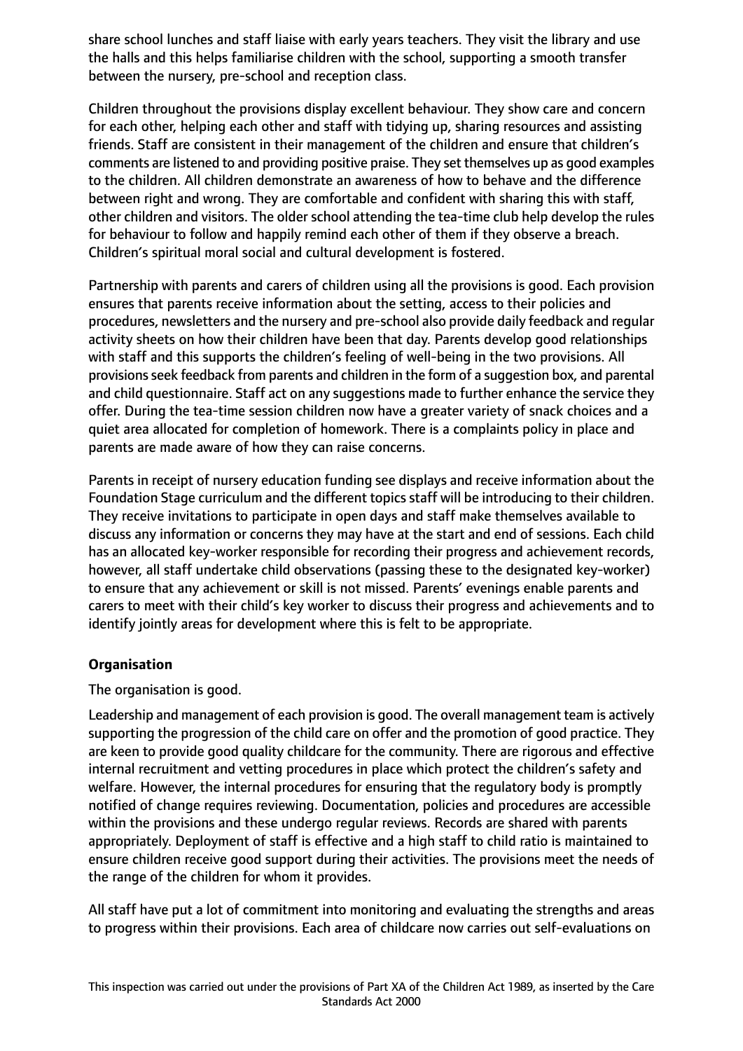share school lunches and staff liaise with early years teachers. They visit the library and use the halls and this helps familiarise children with the school, supporting a smooth transfer between the nursery, pre-school and reception class.

Children throughout the provisions display excellent behaviour. They show care and concern for each other, helping each other and staff with tidying up, sharing resources and assisting friends. Staff are consistent in their management of the children and ensure that children's comments are listened to and providing positive praise. They set themselves up as good examples to the children. All children demonstrate an awareness of how to behave and the difference between right and wrong. They are comfortable and confident with sharing this with staff, other children and visitors. The older school attending the tea-time club help develop the rules for behaviour to follow and happily remind each other of them if they observe a breach. Children's spiritual moral social and cultural development is fostered.

Partnership with parents and carers of children using all the provisions is good. Each provision ensures that parents receive information about the setting, access to their policies and procedures, newsletters and the nursery and pre-school also provide daily feedback and regular activity sheets on how their children have been that day. Parents develop good relationships with staff and this supports the children's feeling of well-being in the two provisions. All provisions seek feedback from parents and children in the form of a suggestion box, and parental and child questionnaire. Staff act on any suggestions made to further enhance the service they offer. During the tea-time session children now have a greater variety of snack choices and a quiet area allocated for completion of homework. There is a complaints policy in place and parents are made aware of how they can raise concerns.

Parents in receipt of nursery education funding see displays and receive information about the Foundation Stage curriculum and the different topics staff will be introducing to their children. They receive invitations to participate in open days and staff make themselves available to discuss any information or concerns they may have at the start and end of sessions. Each child has an allocated key-worker responsible for recording their progress and achievement records, however, all staff undertake child observations (passing these to the designated key-worker) to ensure that any achievement or skill is not missed. Parents' evenings enable parents and carers to meet with their child's key worker to discuss their progress and achievements and to identify jointly areas for development where this is felt to be appropriate.

**Organisation**

The organisation is good.

Leadership and management of each provision is good. The overall management team is actively supporting the progression of the child care on offer and the promotion of good practice. They are keen to provide good quality childcare for the community. There are rigorous and effective internal recruitment and vetting procedures in place which protect the children's safety and welfare. However, the internal procedures for ensuring that the regulatory body is promptly notified of change requires reviewing. Documentation, policies and procedures are accessible within the provisions and these undergo regular reviews. Records are shared with parents appropriately. Deployment of staff is effective and a high staff to child ratio is maintained to ensure children receive good support during their activities. The provisions meet the needs of the range of the children for whom it provides.

All staff have put a lot of commitment into monitoring and evaluating the strengths and areas to progress within their provisions. Each area of childcare now carries out self-evaluations on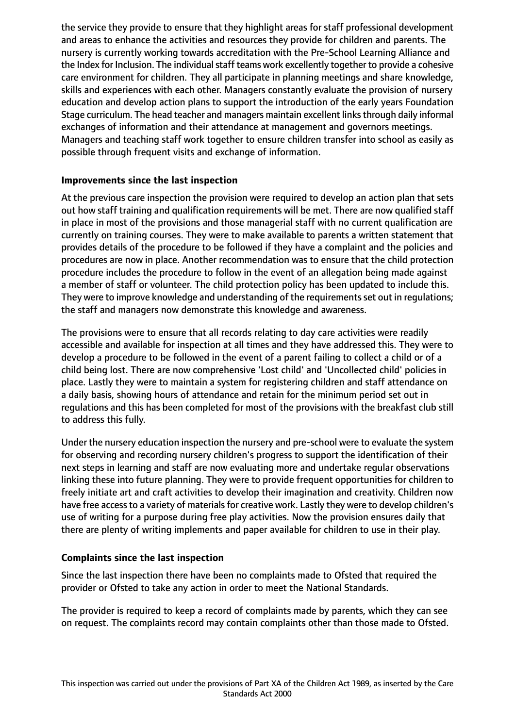the service they provide to ensure that they highlight areas for staff professional development and areas to enhance the activities and resources they provide for children and parents. The nursery is currently working towards accreditation with the Pre-School Learning Alliance and the Index for Inclusion. The individual staff teams work excellently together to provide a cohesive care environment for children. They all participate in planning meetings and share knowledge, skills and experiences with each other. Managers constantly evaluate the provision of nursery education and develop action plans to support the introduction of the early years Foundation Stage curriculum. The head teacher and managers maintain excellent links through daily informal exchanges of information and their attendance at management and governors meetings. Managers and teaching staff work together to ensure children transfer into school as easily as possible through frequent visits and exchange of information.

**Improvements since the last inspection**

At the previous care inspection the provision were required to develop an action plan that sets out how staff training and qualification requirements will be met. There are now qualified staff in place in most of the provisions and those managerial staff with no current qualification are currently on training courses. They were to make available to parents a written statement that provides details of the procedure to be followed if they have a complaint and the policies and procedures are now in place. Another recommendation was to ensure that the child protection procedure includes the procedure to follow in the event of an allegation being made against a member of staff or volunteer. The child protection policy has been updated to include this. They were to improve knowledge and understanding of the requirements set out in regulations; the staff and managers now demonstrate this knowledge and awareness.

The provisions were to ensure that all records relating to day care activities were readily accessible and available for inspection at all times and they have addressed this. They were to develop a procedure to be followed in the event of a parent failing to collect a child or of a child being lost. There are now comprehensive 'Lost child' and 'Uncollected child' policies in place. Lastly they were to maintain a system for registering children and staff attendance on a daily basis, showing hours of attendance and retain for the minimum period set out in regulations and this has been completed for most of the provisions with the breakfast club still to address this fully.

Under the nursery education inspection the nursery and pre-school were to evaluate the system for observing and recording nursery children's progress to support the identification of their next steps in learning and staff are now evaluating more and undertake regular observations linking these into future planning. They were to provide frequent opportunities for children to freely initiate art and craft activities to develop their imagination and creativity. Children now have free access to a variety of materials for creative work. Lastly they were to develop children's use of writing for a purpose during free play activities. Now the provision ensures daily that there are plenty of writing implements and paper available for children to use in their play.

**Complaints since the last inspection**

Since the last inspection there have been no complaints made to Ofsted that required the provider or Ofsted to take any action in order to meet the National Standards.

The provider is required to keep a record of complaints made by parents, which they can see on request. The complaints record may contain complaints other than those made to Ofsted.

This inspection was carried out under the provisions of Part XA of the Children Act 1989, as inserted by the Care Standards Act 2000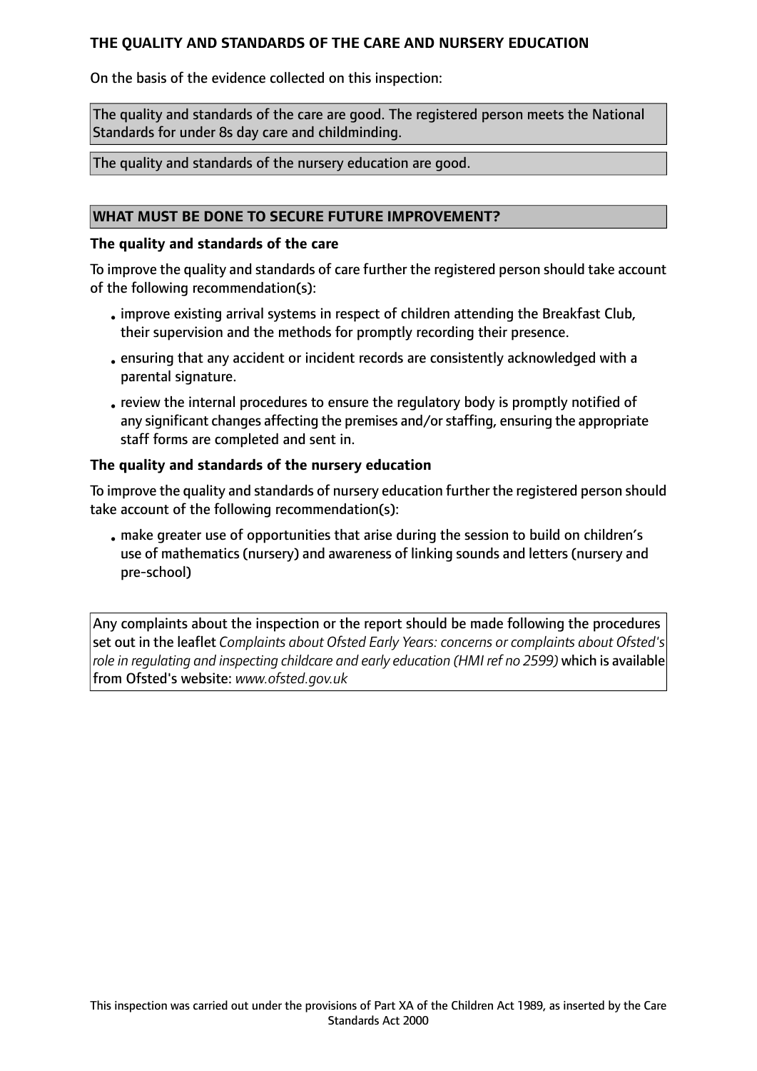## THE QUALITY AND STANDARDS OF THE CARE AND NURSERY EDUCATION

On the basis of the evidence collected on this inspection:

The quality and standards of the care are good. The registered person meets the National Standards for under 8s day care and childminding.

The quality and standards of the nursery education are good.

## WHAT MUST BE DONE TO SECURE FUTURE IMPROVEMENT?

### The quality and standards of the care

To improve the quality and standards of care further the registered person should take account of the following recommendation(s):

- improve existing arrival systems in respect of children attending the Breakfast Club, their supervision and the methods for promptly recording their presence.
- ensuring that any accident or incident records are consistently acknowledged with a parental signature.
- review the internal procedures to ensure the regulatory body is promptly notified of any significant changes affecting the premises and/or staffing, ensuring the appropriate staff forms are completed and sent in.

### The quality and standards of the nursery education

To improve the quality and standards of nursery education further the registered person should take account of the following recommendation(s):

- make greater use of opportunities that arise during the session to build on children's use of mathematics (nursery) and awareness of linking sounds and letters (nursery and pre-school)

Any complaints about the inspection or the report should be made following the procedures set out in the leaflet *Complaints about Ofsted Early Years: concerns or complaints about Ofsted's role in regulating and inspecting childcare and early education (HMI ref no 2599)* which is available from Ofsted's website: *www.ofsted.gov.uk*

This inspection was carried out under the provisions of Part XA of the Children Act 1989, as inserted by the Care Standards Act 2000